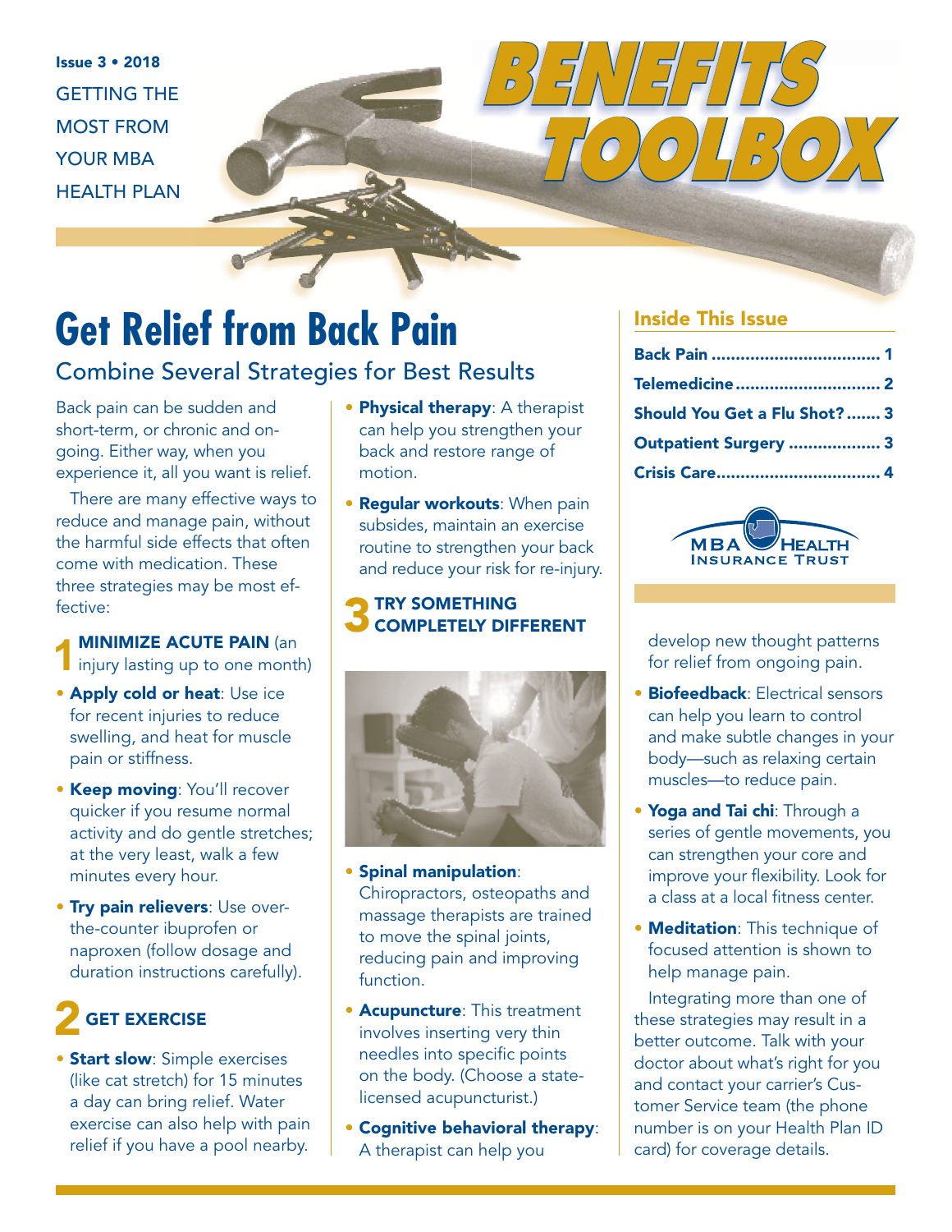Issue 3 • 2018

GETTING THE MOST FROM YOUR MBA HEALTH PLAN

# BENEFITS TOOLBOX

# Get Relief from Back Pain

## Combine Several Strategies for Best Results

Back pain can be sudden and short-term, or chronic and ongoing. Either way, when you experience it, all you want is relief.

There are many effective ways to reduce and manage pain, without the harmful side effects that often come with medication. These three strategies may be most effective:

### 1 MINIMIZE ACUTE PAIN (an injury lasting up to one month)

- **Apply cold or heat**: Use ice for recent injuries to reduce swelling, and heat for muscle pain or stiffness.
- **Keep moving**: You'll recover quicker if you resume normal activity and do gentle stretches; at the very least, walk a few minutes every hour.
- **Try pain relievers**: Use over-the-counter ibuprofen or naproxen (follow dosage and duration instructions carefully).

### 2 GET EXERCISE

- **Start slow**: Simple exercises (like cat stretch) for 15 minutes a day can bring relief. Water exercise can also help with pain relief if you have a pool nearby.
- **Physical therapy**: A therapist can help you strengthen your back and restore range of motion.
- **Regular workouts**: When pain subsides, maintain an exercise routine to strengthen your back and reduce your risk for re-injury.

### 3 TRY SOMETHING COMPLETELY DIFFERENT

- **Spinal manipulation**: Chiropractors, osteopaths and massage therapists are trained to move the spinal joints, reducing pain and improving function.
- **Acupuncture**: This treatment involves inserting very thin needles into specific points on the body. (Choose a state-licensed acupuncturist.)
- **Cognitive behavioral therapy**: A therapist can help you develop new thought patterns for relief from ongoing pain.
- **Biofeedback**: Electrical sensors can help you learn to control and make subtle changes in your body—such as relaxing certain muscles—to reduce pain.
- **Yoga and Tai chi**: Through a series of gentle movements, you can strengthen your core and improve your flexibility. Look for a class at a local fitness center.
- **Meditation**: This technique of focused attention is shown to help manage pain.

Integrating more than one of these strategies may result in a better outcome. Talk with your doctor about what's right for you and contact your carrier's Customer Service team (the phone number is on your Health Plan ID card) for coverage details.

## Inside This Issue

| | |
|---|---|
| Back Pain | 1 |
| Telemedicine | 2 |
| Should You Get a Flu Shot? | 3 |
| Outpatient Surgery | 3 |
| Crisis Care | 4 |

MBA HEALTH INSURANCE TRUST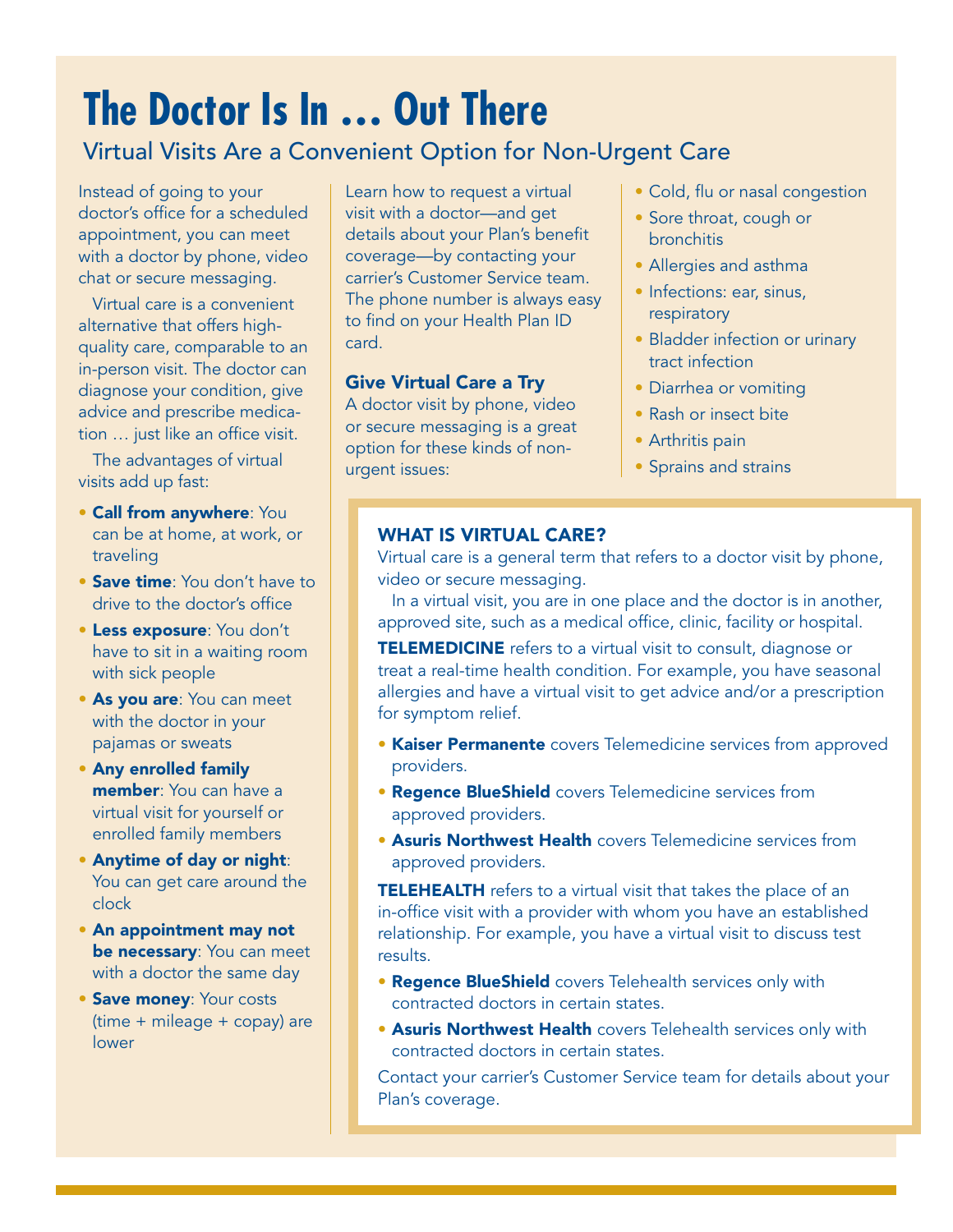# The Doctor Is In … Out There

## Virtual Visits Are a Convenient Option for Non-Urgent Care

Instead of going to your doctor's office for a scheduled appointment, you can meet with a doctor by phone, video chat or secure messaging.

Virtual care is a convenient alternative that offers high-quality care, comparable to an in-person visit. The doctor can diagnose your condition, give advice and prescribe medication … just like an office visit.

The advantages of virtual visits add up fast:

- **Call from anywhere**: You can be at home, at work, or traveling
- **Save time**: You don't have to drive to the doctor's office
- **Less exposure**: You don't have to sit in a waiting room with sick people
- **As you are**: You can meet with the doctor in your pajamas or sweats
- **Any enrolled family member**: You can have a virtual visit for yourself or enrolled family members
- **Anytime of day or night**: You can get care around the clock
- **An appointment may not be necessary**: You can meet with a doctor the same day
- **Save money**: Your costs (time + mileage + copay) are lower

Learn how to request a virtual visit with a doctor—and get details about your Plan's benefit coverage—by contacting your carrier's Customer Service team. The phone number is always easy to find on your Health Plan ID card.

### Give Virtual Care a Try

A doctor visit by phone, video or secure messaging is a great option for these kinds of non-urgent issues:

- Cold, flu or nasal congestion
- Sore throat, cough or bronchitis
- Allergies and asthma
- Infections: ear, sinus, respiratory
- Bladder infection or urinary tract infection
- Diarrhea or vomiting
- Rash or insect bite
- Arthritis pain
- Sprains and strains

### WHAT IS VIRTUAL CARE?

Virtual care is a general term that refers to a doctor visit by phone, video or secure messaging.

In a virtual visit, you are in one place and the doctor is in another, approved site, such as a medical office, clinic, facility or hospital.

**TELEMEDICINE** refers to a virtual visit to consult, diagnose or treat a real-time health condition. For example, you have seasonal allergies and have a virtual visit to get advice and/or a prescription for symptom relief.

- **Kaiser Permanente** covers Telemedicine services from approved providers.
- **Regence BlueShield** covers Telemedicine services from approved providers.
- **Asuris Northwest Health** covers Telemedicine services from approved providers.

**TELEHEALTH** refers to a virtual visit that takes the place of an in-office visit with a provider with whom you have an established relationship. For example, you have a virtual visit to discuss test results.

- **Regence BlueShield** covers Telehealth services only with contracted doctors in certain states.
- **Asuris Northwest Health** covers Telehealth services only with contracted doctors in certain states.

Contact your carrier's Customer Service team for details about your Plan's coverage.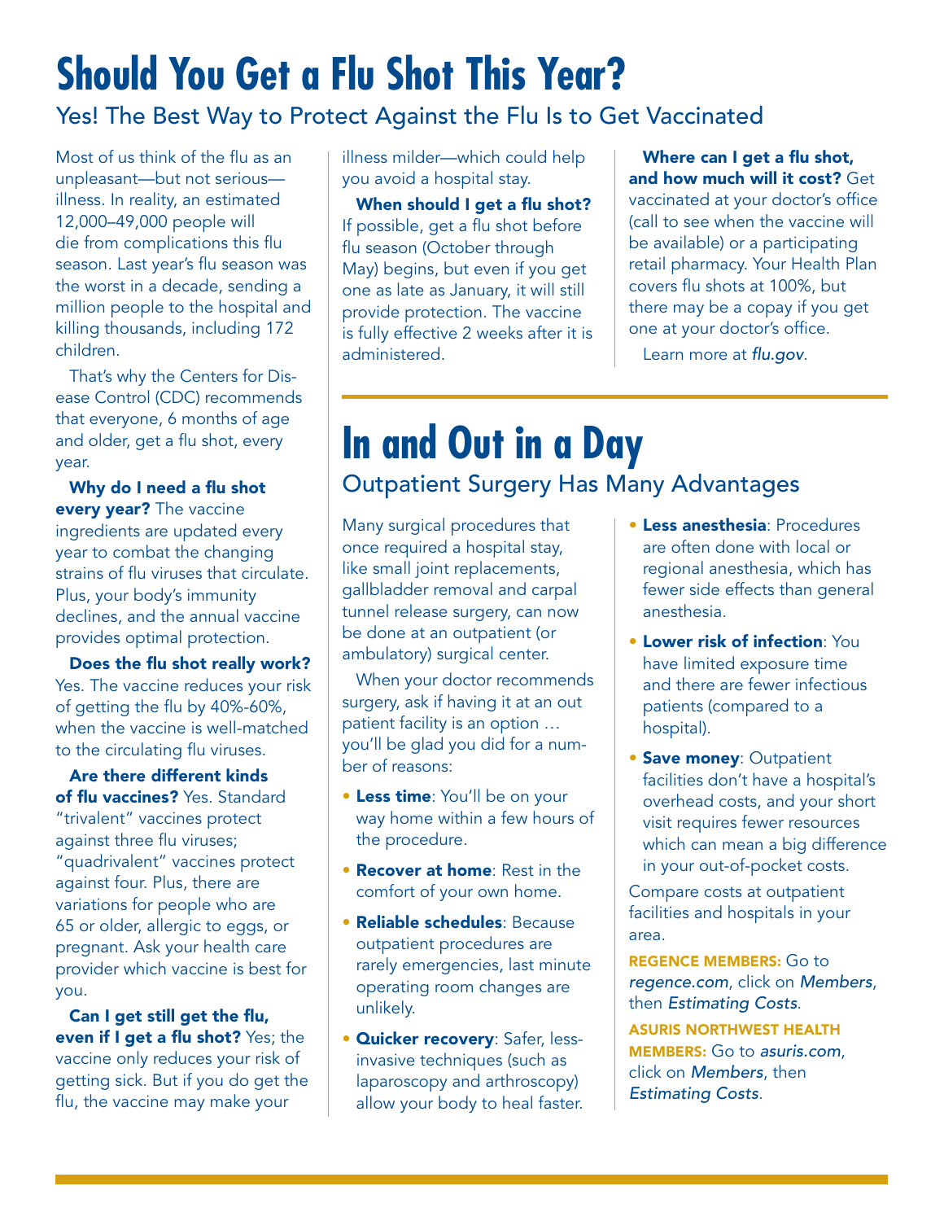# Should You Get a Flu Shot This Year?

## Yes! The Best Way to Protect Against the Flu Is to Get Vaccinated

Most of us think of the flu as an unpleasant—but not serious—illness. In reality, an estimated 12,000–49,000 people will die from complications this flu season. Last year's flu season was the worst in a decade, sending a million people to the hospital and killing thousands, including 172 children.

That's why the Centers for Disease Control (CDC) recommends that everyone, 6 months of age and older, get a flu shot, every year.

**Why do I need a flu shot every year?** The vaccine ingredients are updated every year to combat the changing strains of flu viruses that circulate. Plus, your body's immunity declines, and the annual vaccine provides optimal protection.

**Does the flu shot really work?** Yes. The vaccine reduces your risk of getting the flu by 40%-60%, when the vaccine is well-matched to the circulating flu viruses.

**Are there different kinds of flu vaccines?** Yes. Standard "trivalent" vaccines protect against three flu viruses; "quadrivalent" vaccines protect against four. Plus, there are variations for people who are 65 or older, allergic to eggs, or pregnant. Ask your health care provider which vaccine is best for you.

**Can I get still get the flu, even if I get a flu shot?** Yes; the vaccine only reduces your risk of getting sick. But if you do get the flu, the vaccine may make your illness milder—which could help you avoid a hospital stay.

**When should I get a flu shot?** If possible, get a flu shot before flu season (October through May) begins, but even if you get one as late as January, it will still provide protection. The vaccine is fully effective 2 weeks after it is administered.

**Where can I get a flu shot, and how much will it cost?** Get vaccinated at your doctor's office (call to see when the vaccine will be available) or a participating retail pharmacy. Your Health Plan covers flu shots at 100%, but there may be a copay if you get one at your doctor's office.

Learn more at *flu.gov*.

# In and Out in a Day

## Outpatient Surgery Has Many Advantages

Many surgical procedures that once required a hospital stay, like small joint replacements, gallbladder removal and carpal tunnel release surgery, can now be done at an outpatient (or ambulatory) surgical center.

When your doctor recommends surgery, ask if having it at an out patient facility is an option … you'll be glad you did for a number of reasons:

- **Less time**: You'll be on your way home within a few hours of the procedure.
- **Recover at home**: Rest in the comfort of your own home.
- **Reliable schedules**: Because outpatient procedures are rarely emergencies, last minute operating room changes are unlikely.
- **Quicker recovery**: Safer, less-invasive techniques (such as laparoscopy and arthroscopy) allow your body to heal faster.
- **Less anesthesia**: Procedures are often done with local or regional anesthesia, which has fewer side effects than general anesthesia.
- **Lower risk of infection**: You have limited exposure time and there are fewer infectious patients (compared to a hospital).
- **Save money**: Outpatient facilities don't have a hospital's overhead costs, and your short visit requires fewer resources which can mean a big difference in your out-of-pocket costs.

Compare costs at outpatient facilities and hospitals in your area.

**REGENCE MEMBERS:** Go to *regence.com*, click on *Members*, then *Estimating Costs*.

**ASURIS NORTHWEST HEALTH MEMBERS:** Go to *asuris.com*, click on *Members*, then *Estimating Costs*.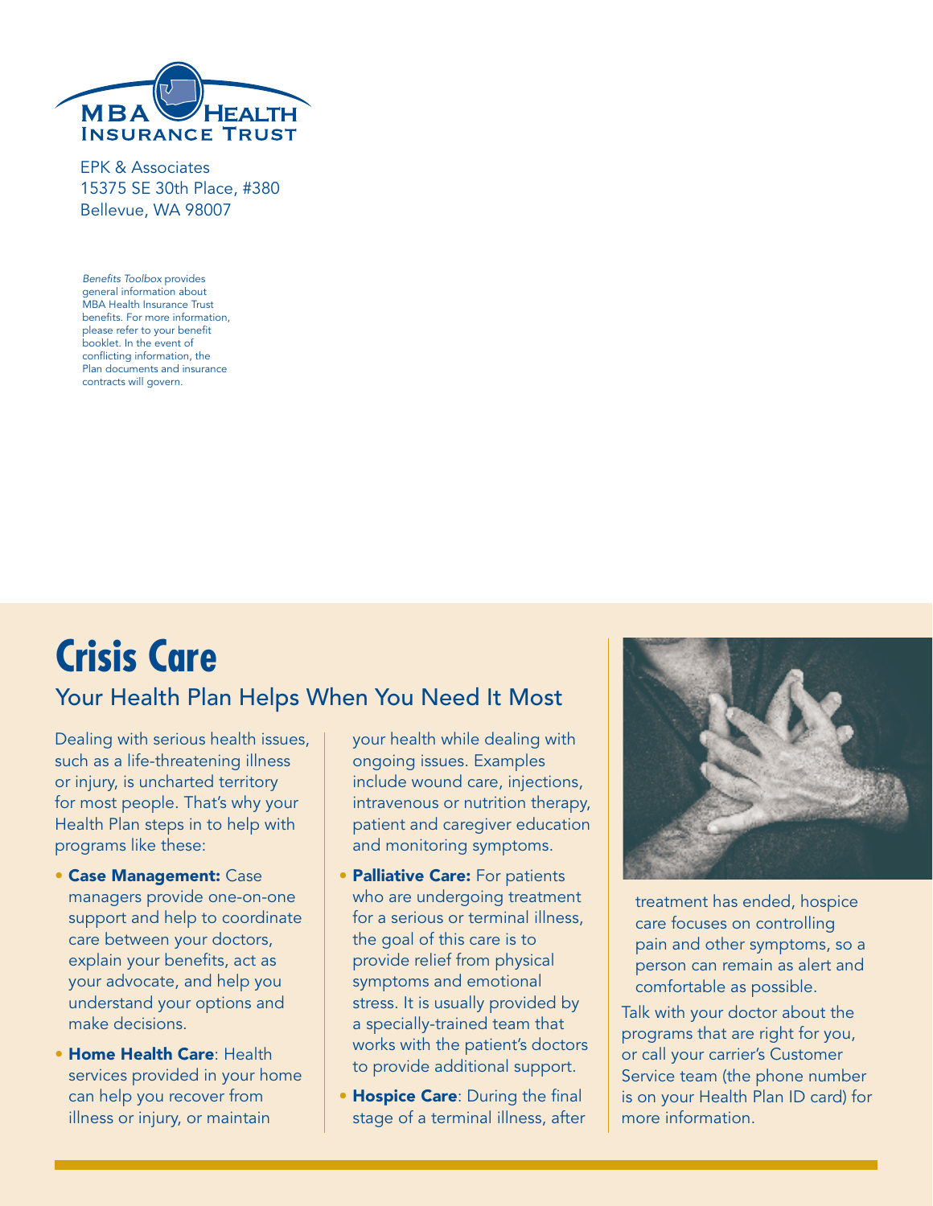MBA HEALTH INSURANCE TRUST

EPK & Associates
15375 SE 30th Place, #380
Bellevue, WA 98007

*Benefits Toolbox* provides general information about MBA Health Insurance Trust benefits. For more information, please refer to your benefit booklet. In the event of conflicting information, the Plan documents and insurance contracts will govern.

# Crisis Care

## Your Health Plan Helps When You Need It Most

Dealing with serious health issues, such as a life-threatening illness or injury, is uncharted territory for most people. That's why your Health Plan steps in to help with programs like these:

- **Case Management:** Case managers provide one-on-one support and help to coordinate care between your doctors, explain your benefits, act as your advocate, and help you understand your options and make decisions.
- **Home Health Care**: Health services provided in your home can help you recover from illness or injury, or maintain your health while dealing with ongoing issues. Examples include wound care, injections, intravenous or nutrition therapy, patient and caregiver education and monitoring symptoms.
- **Palliative Care:** For patients who are undergoing treatment for a serious or terminal illness, the goal of this care is to provide relief from physical symptoms and emotional stress. It is usually provided by a specially-trained team that works with the patient's doctors to provide additional support.
- **Hospice Care**: During the final stage of a terminal illness, after treatment has ended, hospice care focuses on controlling pain and other symptoms, so a person can remain as alert and comfortable as possible.

Talk with your doctor about the programs that are right for you, or call your carrier's Customer Service team (the phone number is on your Health Plan ID card) for more information.